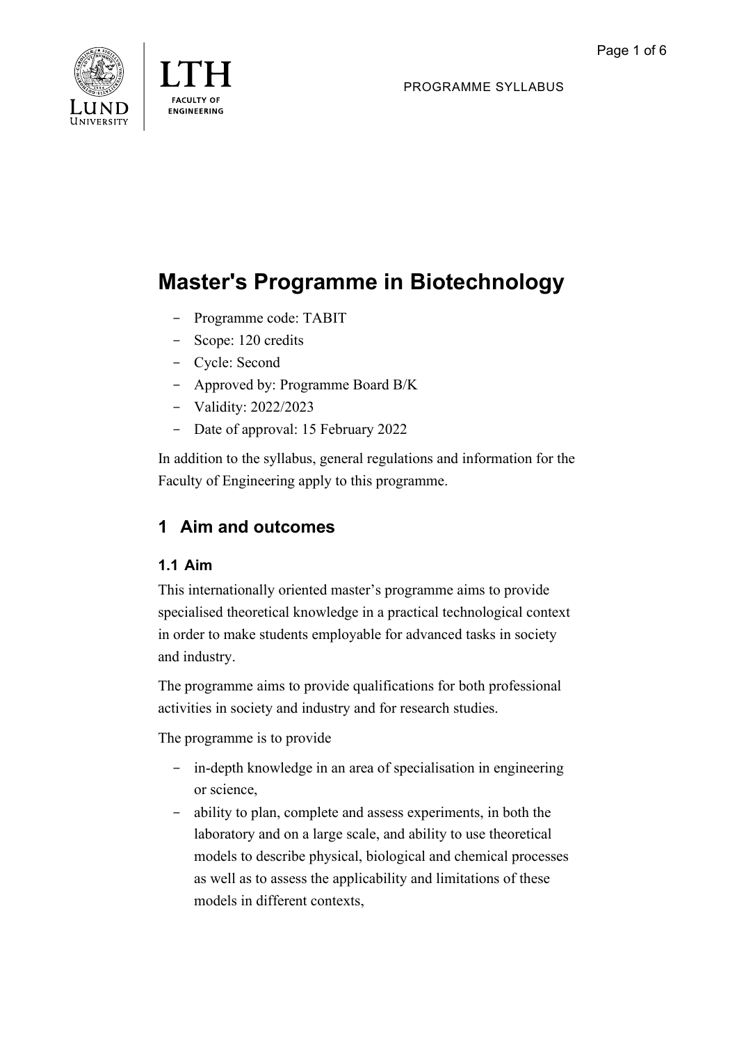# Master's Programme in Biotechnology

- Programme code: TABIT
- Scope: 120 credits
- Cycle: Second
- Approved by: Programme Board B/K
- Validity: 2022/2023
- Date of approval: 15 February 2022

In addition to the syllabus, general regulations and information for the Faculty of Engineering apply to this programme.

## 1 Aim and outcomes

### 1.1 Aim

This internationally oriented master's programme aims to provide specialised theoretical knowledge in a practical technological context in order to make students employable for advanced tasks in society and industry.

The programme aims to provide qualifications for both professional activities in society and industry and for research studies.

The programme is to provide

- in-depth knowledge in an area of specialisation in engineering or science,
- ability to plan, complete and assess experiments, in both the laboratory and on a large scale, and ability to use theoretical models to describe physical, biological and chemical processes as well as to assess the applicability and limitations of these models in different contexts,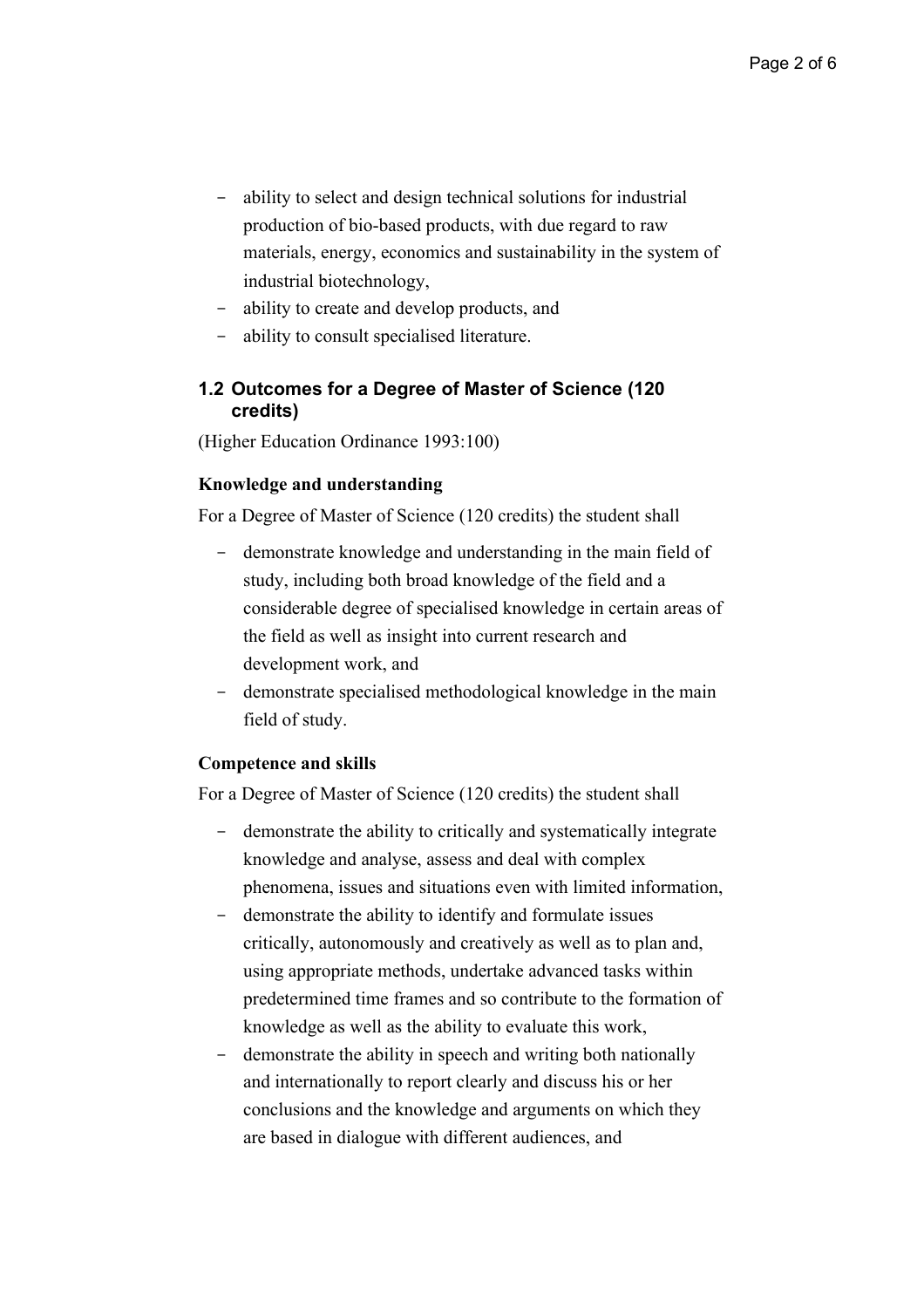- ability to select and design technical solutions for industrial production of bio-based products, with due regard to raw materials, energy, economics and sustainability in the system of industrial biotechnology,
- ability to create and develop products, and
- ability to consult specialised literature.

## 1.2 Outcomes for a Degree of Master of Science (120 credits)

(Higher Education Ordinance 1993:100)

**Knowledge and understanding**

For a Degree of Master of Science (120 credits) the student shall

- demonstrate knowledge and understanding in the main field of study, including both broad knowledge of the field and a considerable degree of specialised knowledge in certain areas of the field as well as insight into current research and development work, and
- demonstrate specialised methodological knowledge in the main field of study.

**Competence and skills**

For a Degree of Master of Science (120 credits) the student shall

- demonstrate the ability to critically and systematically integrate knowledge and analyse, assess and deal with complex phenomena, issues and situations even with limited information,
- demonstrate the ability to identify and formulate issues critically, autonomously and creatively as well as to plan and, using appropriate methods, undertake advanced tasks within predetermined time frames and so contribute to the formation of knowledge as well as the ability to evaluate this work,
- demonstrate the ability in speech and writing both nationally and internationally to report clearly and discuss his or her conclusions and the knowledge and arguments on which they are based in dialogue with different audiences, and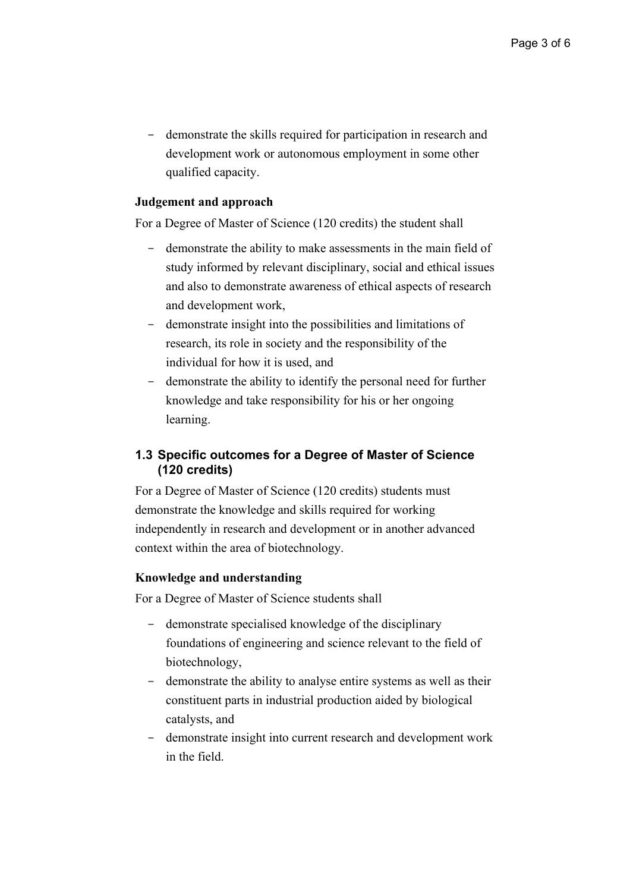- demonstrate the skills required for participation in research and development work or autonomous employment in some other qualified capacity.

**Judgement and approach**

For a Degree of Master of Science (120 credits) the student shall

- demonstrate the ability to make assessments in the main field of study informed by relevant disciplinary, social and ethical issues and also to demonstrate awareness of ethical aspects of research and development work,
- demonstrate insight into the possibilities and limitations of research, its role in society and the responsibility of the individual for how it is used, and
- demonstrate the ability to identify the personal need for further knowledge and take responsibility for his or her ongoing learning.

## 1.3 Specific outcomes for a Degree of Master of Science (120 credits)

For a Degree of Master of Science (120 credits) students must demonstrate the knowledge and skills required for working independently in research and development or in another advanced context within the area of biotechnology.

**Knowledge and understanding**

For a Degree of Master of Science students shall

- demonstrate specialised knowledge of the disciplinary foundations of engineering and science relevant to the field of biotechnology,
- demonstrate the ability to analyse entire systems as well as their constituent parts in industrial production aided by biological catalysts, and
- demonstrate insight into current research and development work in the field.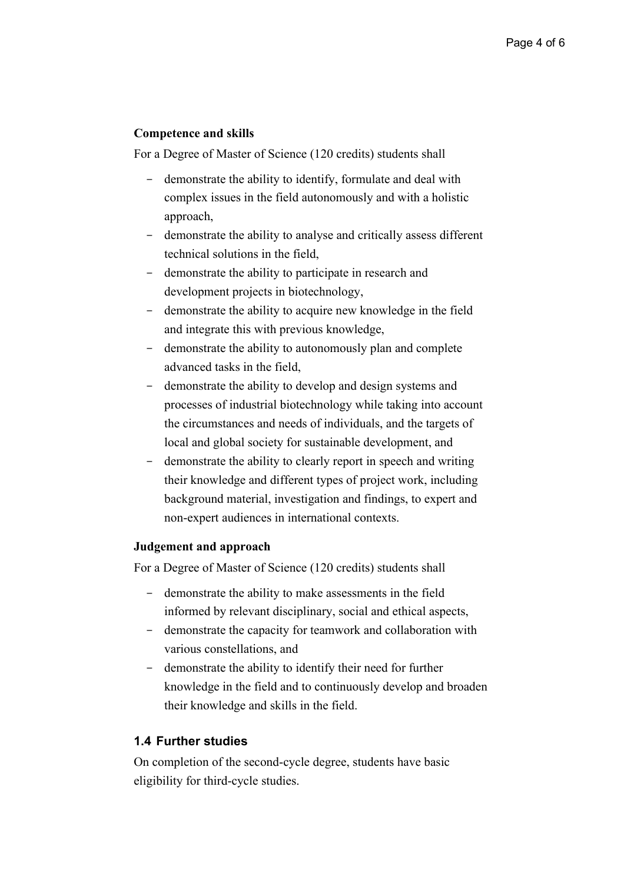**Competence and skills**

For a Degree of Master of Science (120 credits) students shall

- demonstrate the ability to identify, formulate and deal with complex issues in the field autonomously and with a holistic approach,
- demonstrate the ability to analyse and critically assess different technical solutions in the field,
- demonstrate the ability to participate in research and development projects in biotechnology,
- demonstrate the ability to acquire new knowledge in the field and integrate this with previous knowledge,
- demonstrate the ability to autonomously plan and complete advanced tasks in the field,
- demonstrate the ability to develop and design systems and processes of industrial biotechnology while taking into account the circumstances and needs of individuals, and the targets of local and global society for sustainable development, and
- demonstrate the ability to clearly report in speech and writing their knowledge and different types of project work, including background material, investigation and findings, to expert and non-expert audiences in international contexts.

**Judgement and approach**

For a Degree of Master of Science (120 credits) students shall

- demonstrate the ability to make assessments in the field informed by relevant disciplinary, social and ethical aspects,
- demonstrate the capacity for teamwork and collaboration with various constellations, and
- demonstrate the ability to identify their need for further knowledge in the field and to continuously develop and broaden their knowledge and skills in the field.

### 1.4 Further studies

On completion of the second-cycle degree, students have basic eligibility for third-cycle studies.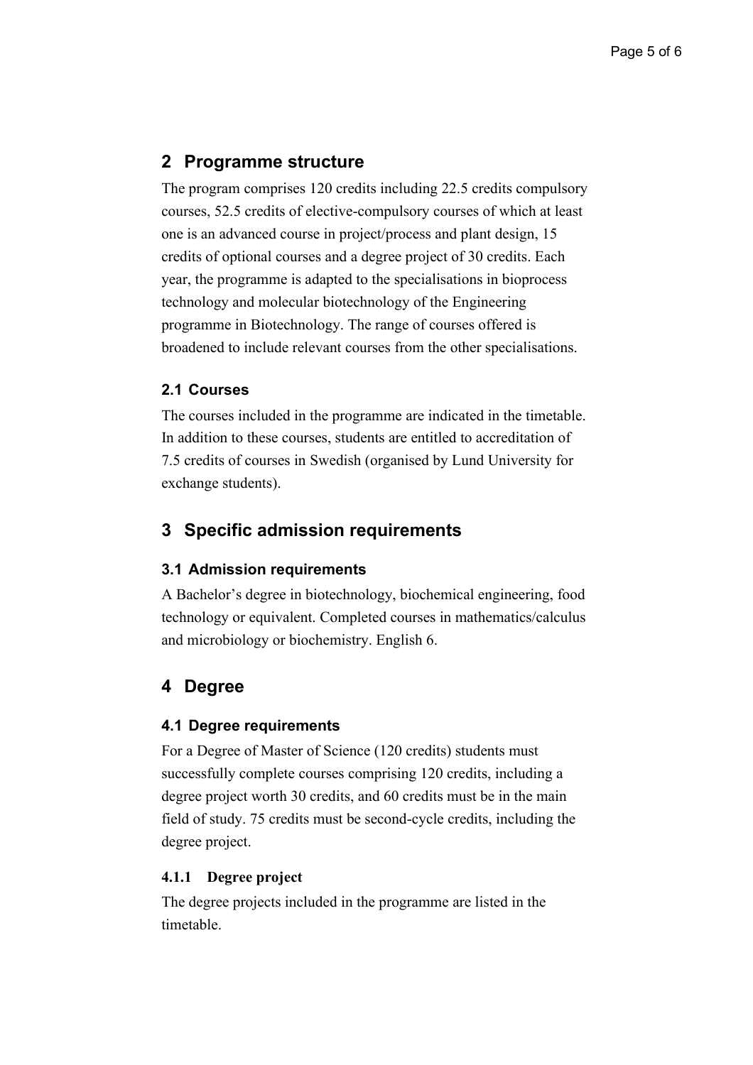## 2 Programme structure

The program comprises 120 credits including 22.5 credits compulsory courses, 52.5 credits of elective-compulsory courses of which at least one is an advanced course in project/process and plant design, 15 credits of optional courses and a degree project of 30 credits. Each year, the programme is adapted to the specialisations in bioprocess technology and molecular biotechnology of the Engineering programme in Biotechnology. The range of courses offered is broadened to include relevant courses from the other specialisations.

### 2.1 Courses

The courses included in the programme are indicated in the timetable. In addition to these courses, students are entitled to accreditation of 7.5 credits of courses in Swedish (organised by Lund University for exchange students).

## 3 Specific admission requirements

### 3.1 Admission requirements

A Bachelor's degree in biotechnology, biochemical engineering, food technology or equivalent. Completed courses in mathematics/calculus and microbiology or biochemistry. English 6.

## 4 Degree

### 4.1 Degree requirements

For a Degree of Master of Science (120 credits) students must successfully complete courses comprising 120 credits, including a degree project worth 30 credits, and 60 credits must be in the main field of study. 75 credits must be second-cycle credits, including the degree project.

#### 4.1.1 Degree project

The degree projects included in the programme are listed in the timetable.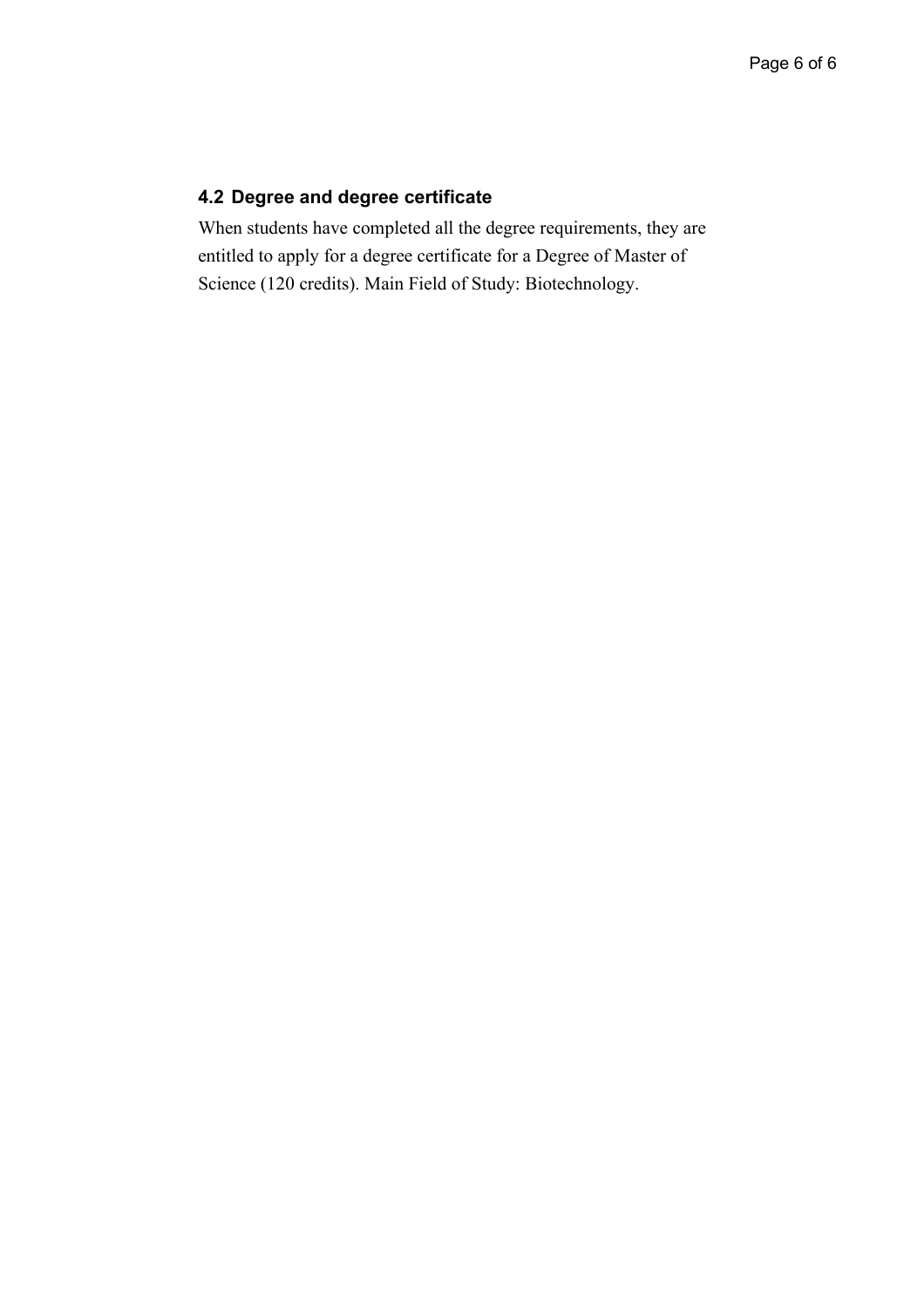### 4.2 Degree and degree certificate

When students have completed all the degree requirements, they are entitled to apply for a degree certificate for a Degree of Master of Science (120 credits). Main Field of Study: Biotechnology.